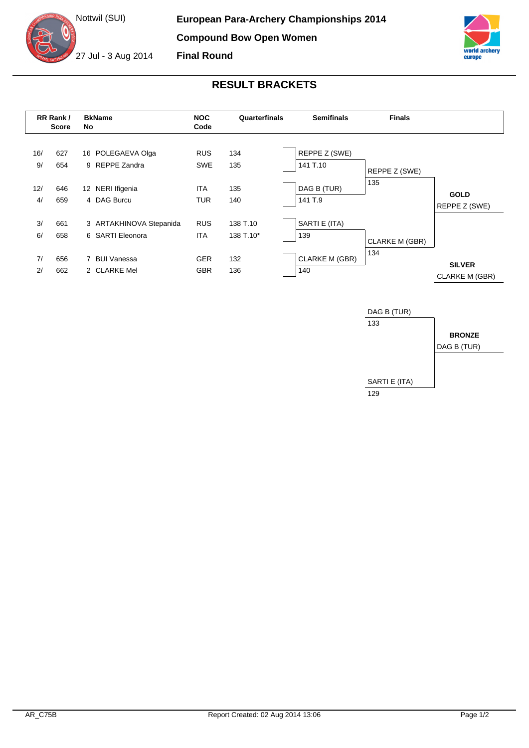Nottwil (SUI)

27 Jul - 3 Aug 2014

# European Para-Archery Championships 2014

## Compound Bow Open Women

## Final Round

## RESULT BRACKETS

| RR Rank / | Score | BkNo | Name | NOC Code | Quarterfinals | Semifinals | Finals | |
|---|---|---|---|---|---|---|---|---|
| 16/ | 627 | 16 | POLEGAEVA Olga | RUS | 134 | REPPE Z (SWE) | | |
| 9/ | 654 | 9 | REPPE Zandra | SWE | 135 | 141 T.10 | REPPE Z (SWE) | |
| | | | | | | | 135 | |
| 12/ | 646 | 12 | NERI Ifigenia | ITA | 135 | DAG B (TUR) | | **GOLD** |
| 4/ | 659 | 4 | DAG Burcu | TUR | 140 | 141 T.9 | | REPPE Z (SWE) |
| 3/ | 661 | 3 | ARTAKHINOVA Stepanida | RUS | 138 T.10 | SARTI E (ITA) | | |
| 6/ | 658 | 6 | SARTI Eleonora | ITA | 138 T.10* | 139 | CLARKE M (GBR) | |
| | | | | | | | 134 | |
| 7/ | 656 | 7 | BUI Vanessa | GER | 132 | CLARKE M (GBR) | | **SILVER** |
| 2/ | 662 | 2 | CLARKE Mel | GBR | 136 | 140 | | CLARKE M (GBR) |

**Bronze Match**

| Finals | |
|---|---|
| DAG B (TUR) | |
| 133 | |
| | **BRONZE** |
| | DAG B (TUR) |
| SARTI E (ITA) | |
| 129 | |

AR_C75B — Report Created: 02 Aug 2014 13:06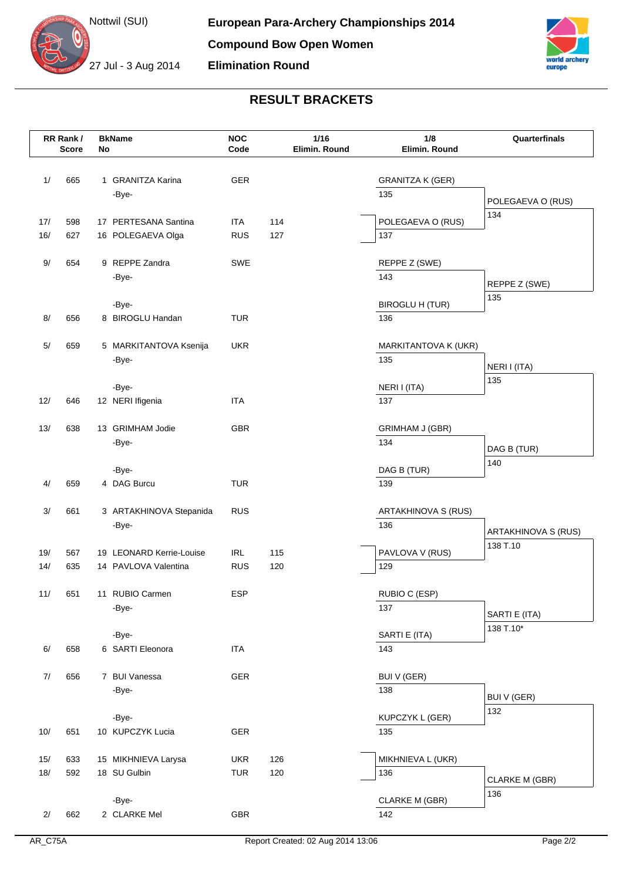Nottwil (SUI)

27 Jul - 3 Aug 2014

# European Para-Archery Championships 2014

## Compound Bow Open Women

## Elimination Round

### RESULT BRACKETS

| RR Rank / | Score | BkName No | | NOC Code | 1/16 Elimin. Round | 1/8 Elimin. Round | Quarterfinals |
|---|---|---|---|---|---|---|---|
| 1/ | 665 | 1 | GRANITZA Karina | GER | | GRANITZA K (GER) | |
| | | | -Bye- | | | 135 | POLEGAEVA O (RUS) |
| 17/ | 598 | 17 | PERTESANA Santina | ITA | 114 | POLEGAEVA O (RUS) | 134 |
| 16/ | 627 | 16 | POLEGAEVA Olga | RUS | 127 | 137 | |
| 9/ | 654 | 9 | REPPE Zandra | SWE | | REPPE Z (SWE) | |
| | | | -Bye- | | | 143 | REPPE Z (SWE) |
| | | | -Bye- | | | BIROGLU H (TUR) | 135 |
| 8/ | 656 | 8 | BIROGLU Handan | TUR | | 136 | |
| 5/ | 659 | 5 | MARKITANTOVA Ksenija | UKR | | MARKITANTOVA K (UKR) | |
| | | | -Bye- | | | 135 | NERI I (ITA) |
| | | | -Bye- | | | NERI I (ITA) | 135 |
| 12/ | 646 | 12 | NERI Ifigenia | ITA | | 137 | |
| 13/ | 638 | 13 | GRIMHAM Jodie | GBR | | GRIMHAM J (GBR) | |
| | | | -Bye- | | | 134 | DAG B (TUR) |
| | | | -Bye- | | | DAG B (TUR) | 140 |
| 4/ | 659 | 4 | DAG Burcu | TUR | | 139 | |
| 3/ | 661 | 3 | ARTAKHINOVA Stepanida | RUS | | ARTAKHINOVA S (RUS) | |
| | | | -Bye- | | | 136 | ARTAKHINOVA S (RUS) |
| 19/ | 567 | 19 | LEONARD Kerrie-Louise | IRL | 115 | PAVLOVA V (RUS) | 138 T.10 |
| 14/ | 635 | 14 | PAVLOVA Valentina | RUS | 120 | 129 | |
| 11/ | 651 | 11 | RUBIO Carmen | ESP | | RUBIO C (ESP) | |
| | | | -Bye- | | | 137 | SARTI E (ITA) |
| | | | -Bye- | | | SARTI E (ITA) | 138 T.10* |
| 6/ | 658 | 6 | SARTI Eleonora | ITA | | 143 | |
| 7/ | 656 | 7 | BUI Vanessa | GER | | BUI V (GER) | |
| | | | -Bye- | | | 138 | BUI V (GER) |
| | | | -Bye- | | | KUPCZYK L (GER) | 132 |
| 10/ | 651 | 10 | KUPCZYK Lucia | GER | | 135 | |
| 15/ | 633 | 15 | MIKHNIEVA Larysa | UKR | 126 | MIKHNIEVA L (UKR) | |
| 18/ | 592 | 18 | SU Gulbin | TUR | 120 | 136 | CLARKE M (GBR) |
| | | | -Bye- | | | CLARKE M (GBR) | 136 |
| 2/ | 662 | 2 | CLARKE Mel | GBR | | 142 | |

AR_C75A

Report Created: 02 Aug 2014 13:06